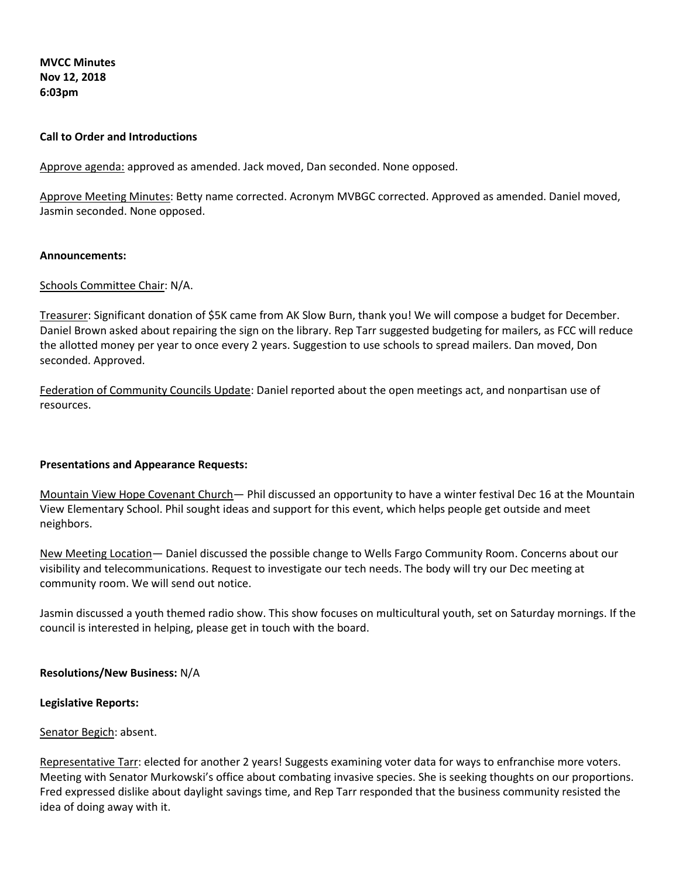**MVCC Minutes**
**Nov 12, 2018**
**6:03pm**

**Call to Order and Introductions**

Approve agenda: approved as amended. Jack moved, Dan seconded. None opposed.

Approve Meeting Minutes: Betty name corrected. Acronym MVBGC corrected. Approved as amended. Daniel moved, Jasmin seconded. None opposed.

**Announcements:**

Schools Committee Chair: N/A.

Treasurer: Significant donation of $5K came from AK Slow Burn, thank you! We will compose a budget for December. Daniel Brown asked about repairing the sign on the library. Rep Tarr suggested budgeting for mailers, as FCC will reduce the allotted money per year to once every 2 years. Suggestion to use schools to spread mailers. Dan moved, Don seconded. Approved.

Federation of Community Councils Update: Daniel reported about the open meetings act, and nonpartisan use of resources.

**Presentations and Appearance Requests:**

Mountain View Hope Covenant Church— Phil discussed an opportunity to have a winter festival Dec 16 at the Mountain View Elementary School. Phil sought ideas and support for this event, which helps people get outside and meet neighbors.

New Meeting Location— Daniel discussed the possible change to Wells Fargo Community Room. Concerns about our visibility and telecommunications. Request to investigate our tech needs. The body will try our Dec meeting at community room. We will send out notice.

Jasmin discussed a youth themed radio show. This show focuses on multicultural youth, set on Saturday mornings. If the council is interested in helping, please get in touch with the board.

**Resolutions/New Business:** N/A

**Legislative Reports:**

Senator Begich: absent.

Representative Tarr: elected for another 2 years! Suggests examining voter data for ways to enfranchise more voters. Meeting with Senator Murkowski's office about combating invasive species. She is seeking thoughts on our proportions. Fred expressed dislike about daylight savings time, and Rep Tarr responded that the business community resisted the idea of doing away with it.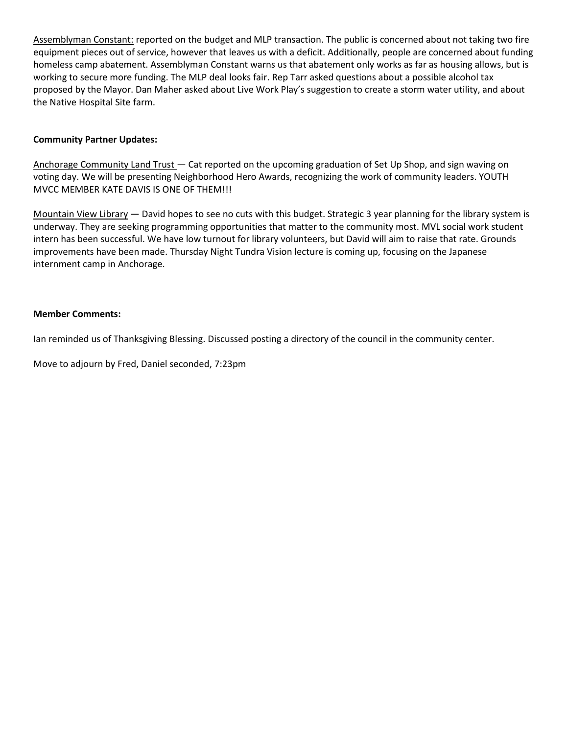Assemblyman Constant: reported on the budget and MLP transaction. The public is concerned about not taking two fire equipment pieces out of service, however that leaves us with a deficit. Additionally, people are concerned about funding homeless camp abatement. Assemblyman Constant warns us that abatement only works as far as housing allows, but is working to secure more funding. The MLP deal looks fair. Rep Tarr asked questions about a possible alcohol tax proposed by the Mayor. Dan Maher asked about Live Work Play's suggestion to create a storm water utility, and about the Native Hospital Site farm.

**Community Partner Updates:**

Anchorage Community Land Trust — Cat reported on the upcoming graduation of Set Up Shop, and sign waving on voting day. We will be presenting Neighborhood Hero Awards, recognizing the work of community leaders. YOUTH MVCC MEMBER KATE DAVIS IS ONE OF THEM!!!

Mountain View Library — David hopes to see no cuts with this budget. Strategic 3 year planning for the library system is underway. They are seeking programming opportunities that matter to the community most. MVL social work student intern has been successful. We have low turnout for library volunteers, but David will aim to raise that rate. Grounds improvements have been made. Thursday Night Tundra Vision lecture is coming up, focusing on the Japanese internment camp in Anchorage.

**Member Comments:**

Ian reminded us of Thanksgiving Blessing. Discussed posting a directory of the council in the community center.

Move to adjourn by Fred, Daniel seconded, 7:23pm